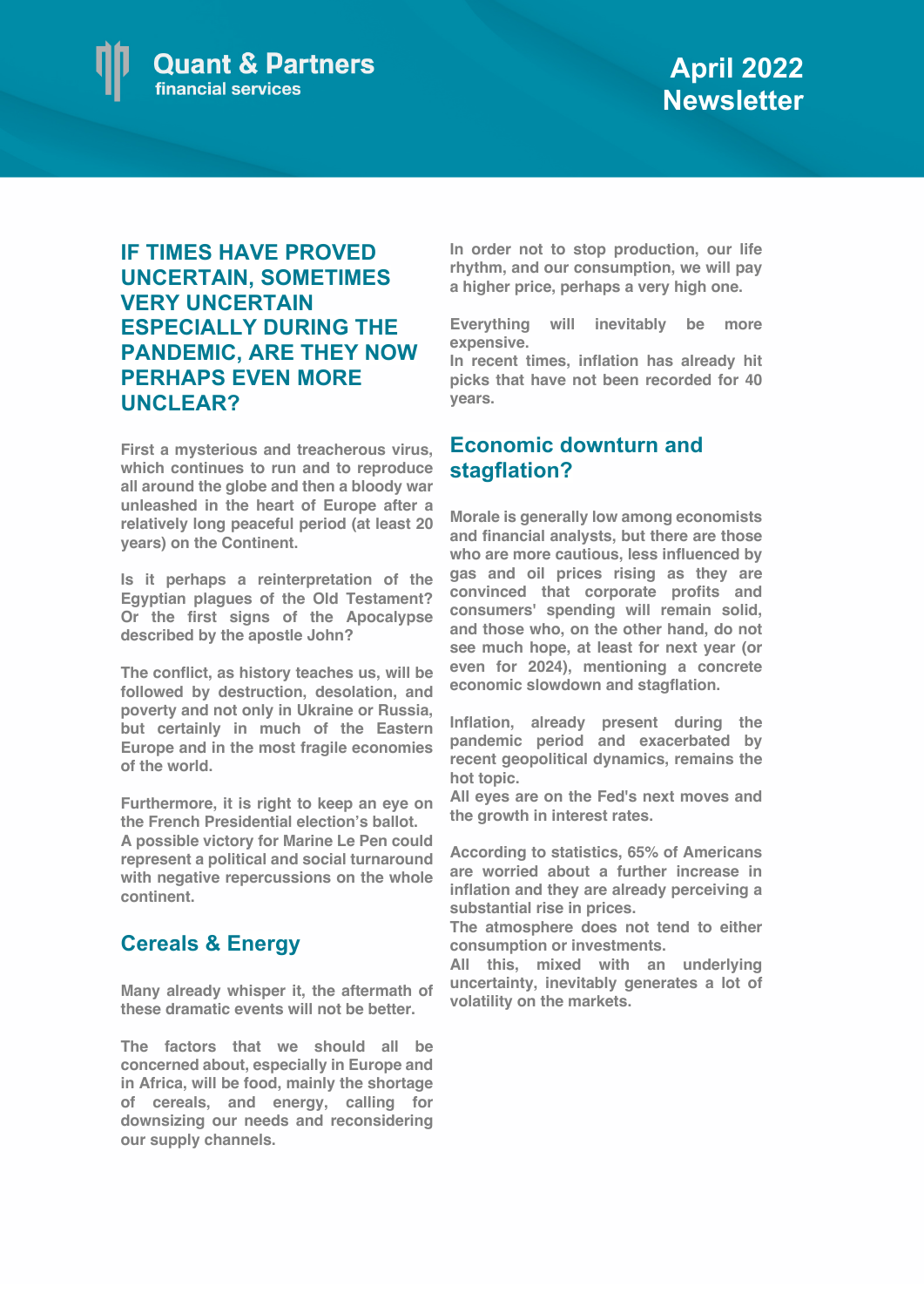Quant & Partners
financial services

# April 2022 Newsletter

## IF TIMES HAVE PROVED UNCERTAIN, SOMETIMES VERY UNCERTAIN ESPECIALLY DURING THE PANDEMIC, ARE THEY NOW PERHAPS EVEN MORE UNCLEAR?

**First a mysterious and treacherous virus, which continues to run and to reproduce all around the globe and then a bloody war unleashed in the heart of Europe after a relatively long peaceful period (at least 20 years) on the Continent.**

**Is it perhaps a reinterpretation of the Egyptian plagues of the Old Testament? Or the first signs of the Apocalypse described by the apostle John?**

**The conflict, as history teaches us, will be followed by destruction, desolation, and poverty and not only in Ukraine or Russia, but certainly in much of the Eastern Europe and in the most fragile economies of the world.**

**Furthermore, it is right to keep an eye on the French Presidential election's ballot.**
**A possible victory for Marine Le Pen could represent a political and social turnaround with negative repercussions on the whole continent.**

## Cereals & Energy

**Many already whisper it, the aftermath of these dramatic events will not be better.**

**The factors that we should all be concerned about, especially in Europe and in Africa, will be food, mainly the shortage of cereals, and energy, calling for downsizing our needs and reconsidering our supply channels.**

**In order not to stop production, our life rhythm, and our consumption, we will pay a higher price, perhaps a very high one.**

**Everything will inevitably be more expensive.**
**In recent times, inflation has already hit picks that have not been recorded for 40 years.**

## Economic downturn and stagflation?

**Morale is generally low among economists and financial analysts, but there are those who are more cautious, less influenced by gas and oil prices rising as they are convinced that corporate profits and consumers' spending will remain solid, and those who, on the other hand, do not see much hope, at least for next year (or even for 2024), mentioning a concrete economic slowdown and stagflation.**

**Inflation, already present during the pandemic period and exacerbated by recent geopolitical dynamics, remains the hot topic.**
**All eyes are on the Fed's next moves and the growth in interest rates.**

**According to statistics, 65% of Americans are worried about a further increase in inflation and they are already perceiving a substantial rise in prices.**
**The atmosphere does not tend to either consumption or investments.**
**All this, mixed with an underlying uncertainty, inevitably generates a lot of volatility on the markets.**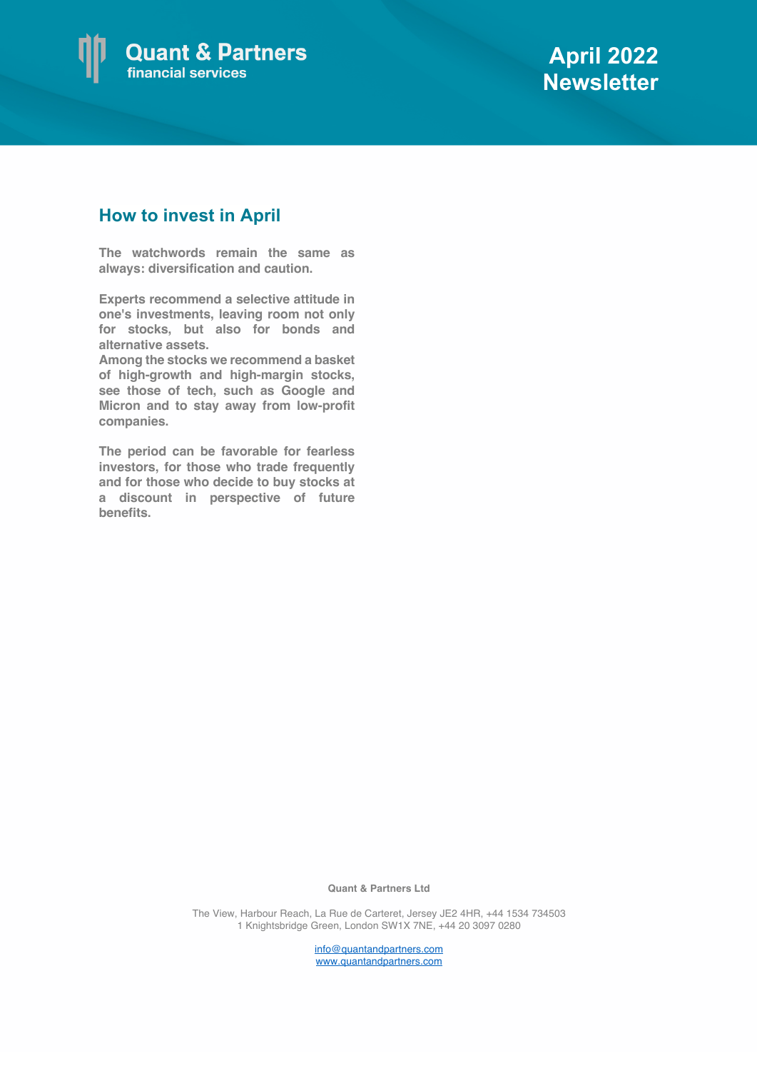Quant & Partners
financial services

April 2022
Newsletter

## How to invest in April

**The watchwords remain the same as always: diversification and caution.**

**Experts recommend a selective attitude in one's investments, leaving room not only for stocks, but also for bonds and alternative assets.**
**Among the stocks we recommend a basket of high-growth and high-margin stocks, see those of tech, such as Google and Micron and to stay away from low-profit companies.**

**The period can be favorable for fearless investors, for those who trade frequently and for those who decide to buy stocks at a discount in perspective of future benefits.**

**Quant & Partners Ltd**

The View, Harbour Reach, La Rue de Carteret, Jersey JE2 4HR, +44 1534 734503
1 Knightsbridge Green, London SW1X 7NE, +44 20 3097 0280

info@quantandpartners.com
www.quantandpartners.com